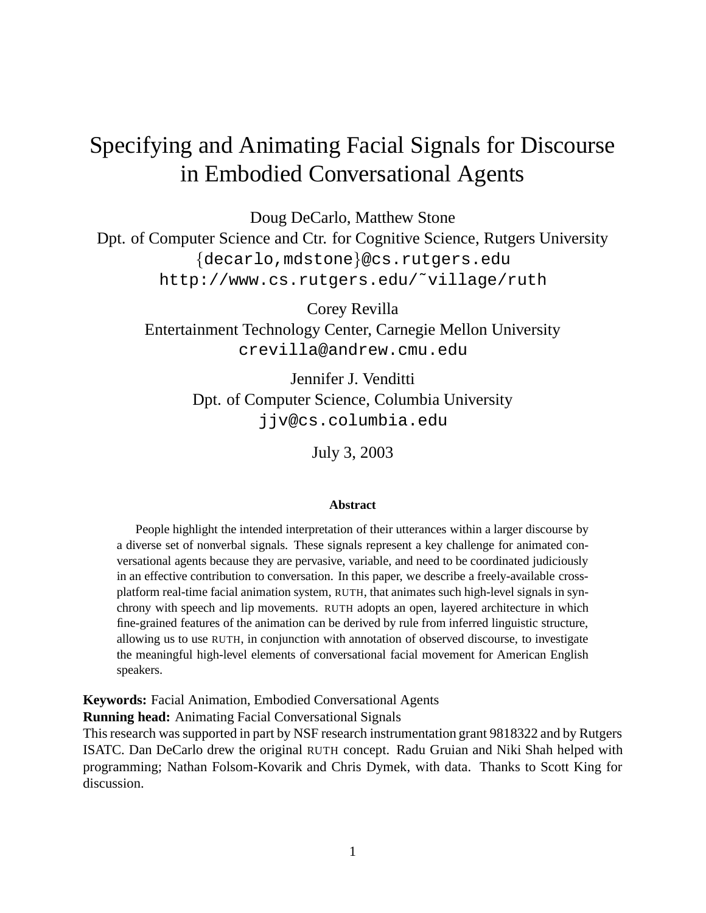# Specifying and Animating Facial Signals for Discourse in Embodied Conversational Agents

Doug DeCarlo, Matthew Stone
Dpt. of Computer Science and Ctr. for Cognitive Science, Rutgers University
{decarlo,mdstone}@cs.rutgers.edu
http://www.cs.rutgers.edu/~village/ruth

Corey Revilla
Entertainment Technology Center, Carnegie Mellon University
crevilla@andrew.cmu.edu

Jennifer J. Venditti
Dpt. of Computer Science, Columbia University
jjv@cs.columbia.edu

July 3, 2003

**Abstract**

People highlight the intended interpretation of their utterances within a larger discourse by a diverse set of nonverbal signals. These signals represent a key challenge for animated conversational agents because they are pervasive, variable, and need to be coordinated judiciously in an effective contribution to conversation. In this paper, we describe a freely-available cross-platform real-time facial animation system, RUTH, that animates such high-level signals in synchrony with speech and lip movements. RUTH adopts an open, layered architecture in which fine-grained features of the animation can be derived by rule from inferred linguistic structure, allowing us to use RUTH, in conjunction with annotation of observed discourse, to investigate the meaningful high-level elements of conversational facial movement for American English speakers.

**Keywords:** Facial Animation, Embodied Conversational Agents
**Running head:** Animating Facial Conversational Signals
This research was supported in part by NSF research instrumentation grant 9818322 and by Rutgers ISATC. Dan DeCarlo drew the original RUTH concept. Radu Gruian and Niki Shah helped with programming; Nathan Folsom-Kovarik and Chris Dymek, with data. Thanks to Scott King for discussion.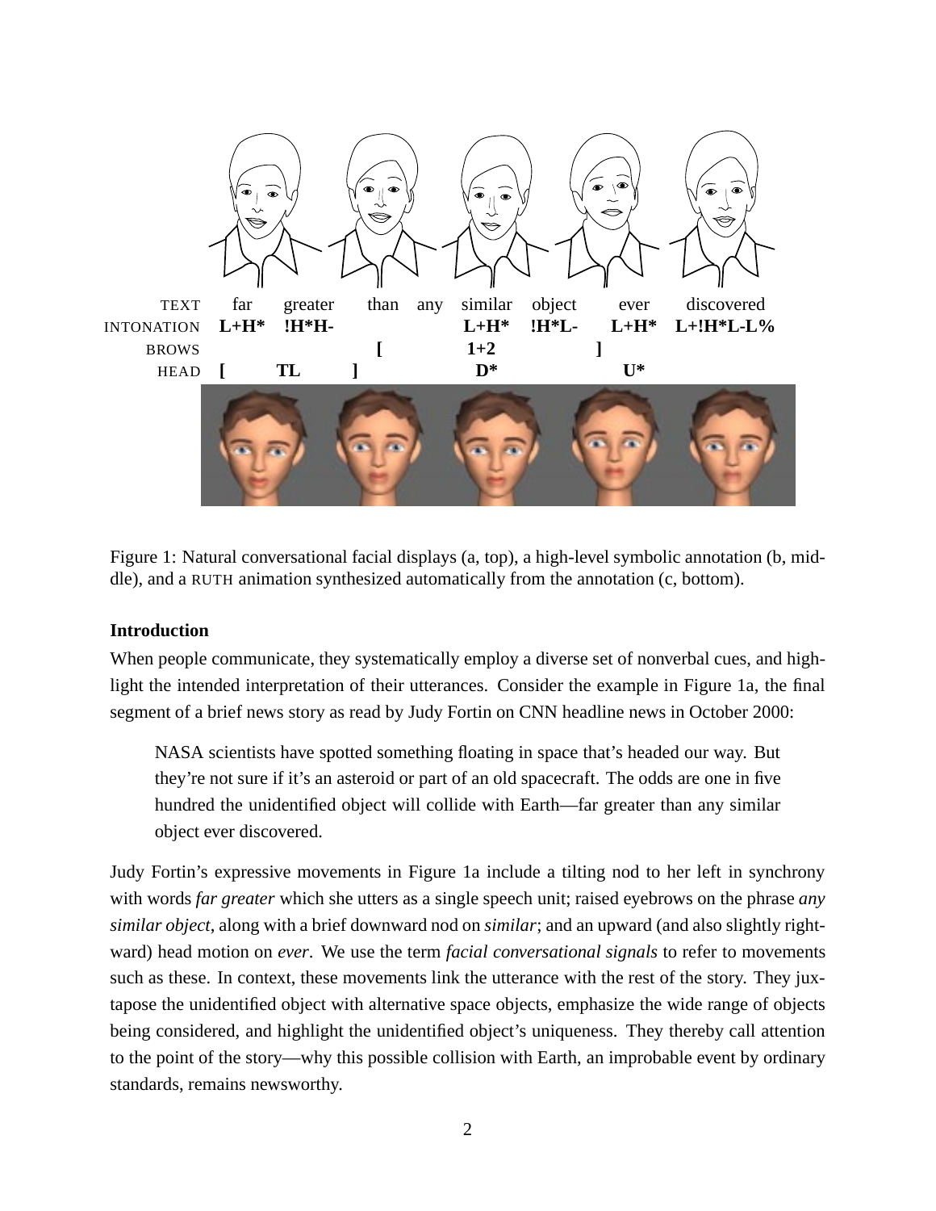| TEXT | far | greater | than | any | similar | object | ever | discovered |
|---|---|---|---|---|---|---|---|---|
| INTONATION | **L+H*** | **!H*H-** | | | **L+H*** | **!H*L-** | **L+H*** | **L+!H*L-L%** |
| BROWS | | | **[** | | **1+2** | **]** | | |
| HEAD | **[** | **TL ]** | | | **D*** | | **U*** | |

Figure 1: Natural conversational facial displays (a, top), a high-level symbolic annotation (b, middle), and a RUTH animation synthesized automatically from the annotation (c, bottom).

### Introduction

When people communicate, they systematically employ a diverse set of nonverbal cues, and highlight the intended interpretation of their utterances. Consider the example in Figure 1a, the final segment of a brief news story as read by Judy Fortin on CNN headline news in October 2000:

> NASA scientists have spotted something floating in space that's headed our way. But they're not sure if it's an asteroid or part of an old spacecraft. The odds are one in five hundred the unidentified object will collide with Earth—far greater than any similar object ever discovered.

Judy Fortin's expressive movements in Figure 1a include a tilting nod to her left in synchrony with words *far greater* which she utters as a single speech unit; raised eyebrows on the phrase *any similar object*, along with a brief downward nod on *similar*; and an upward (and also slightly rightward) head motion on *ever*. We use the term *facial conversational signals* to refer to movements such as these. In context, these movements link the utterance with the rest of the story. They juxtapose the unidentified object with alternative space objects, emphasize the wide range of objects being considered, and highlight the unidentified object's uniqueness. They thereby call attention to the point of the story—why this possible collision with Earth, an improbable event by ordinary standards, remains newsworthy.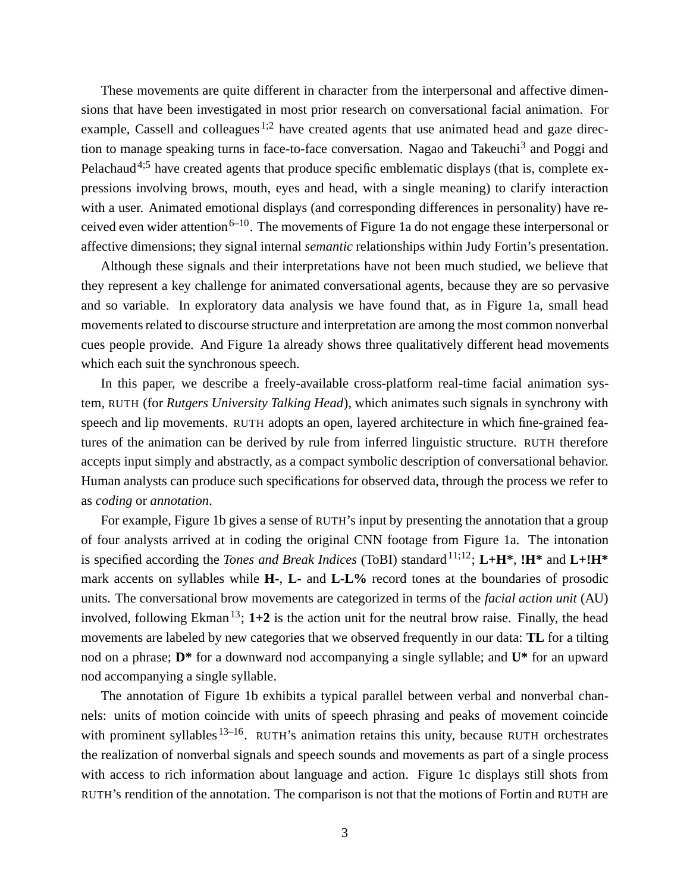These movements are quite different in character from the interpersonal and affective dimensions that have been investigated in most prior research on conversational facial animation. For example, Cassell and colleagues[1;2] have created agents that use animated head and gaze direction to manage speaking turns in face-to-face conversation. Nagao and Takeuchi[3] and Poggi and Pelachaud[4;5] have created agents that produce specific emblematic displays (that is, complete expressions involving brows, mouth, eyes and head, with a single meaning) to clarify interaction with a user. Animated emotional displays (and corresponding differences in personality) have received even wider attention[6–10]. The movements of Figure 1a do not engage these interpersonal or affective dimensions; they signal internal *semantic* relationships within Judy Fortin's presentation.

Although these signals and their interpretations have not been much studied, we believe that they represent a key challenge for animated conversational agents, because they are so pervasive and so variable. In exploratory data analysis we have found that, as in Figure 1a, small head movements related to discourse structure and interpretation are among the most common nonverbal cues people provide. And Figure 1a already shows three qualitatively different head movements which each suit the synchronous speech.

In this paper, we describe a freely-available cross-platform real-time facial animation system, RUTH (for *Rutgers University Talking Head*), which animates such signals in synchrony with speech and lip movements. RUTH adopts an open, layered architecture in which fine-grained features of the animation can be derived by rule from inferred linguistic structure. RUTH therefore accepts input simply and abstractly, as a compact symbolic description of conversational behavior. Human analysts can produce such specifications for observed data, through the process we refer to as *coding* or *annotation*.

For example, Figure 1b gives a sense of RUTH's input by presenting the annotation that a group of four analysts arrived at in coding the original CNN footage from Figure 1a. The intonation is specified according the *Tones and Break Indices* (ToBI) standard[11;12]; **L+H***, **!H*** and **L+!H*** mark accents on syllables while **H-**, **L-** and **L-L%** record tones at the boundaries of prosodic units. The conversational brow movements are categorized in terms of the *facial action unit* (AU) involved, following Ekman[13]; **1+2** is the action unit for the neutral brow raise. Finally, the head movements are labeled by new categories that we observed frequently in our data: **TL** for a tilting nod on a phrase; **D*** for a downward nod accompanying a single syllable; and **U*** for an upward nod accompanying a single syllable.

The annotation of Figure 1b exhibits a typical parallel between verbal and nonverbal channels: units of motion coincide with units of speech phrasing and peaks of movement coincide with prominent syllables[13–16]. RUTH's animation retains this unity, because RUTH orchestrates the realization of nonverbal signals and speech sounds and movements as part of a single process with access to rich information about language and action. Figure 1c displays still shots from RUTH's rendition of the annotation. The comparison is not that the motions of Fortin and RUTH are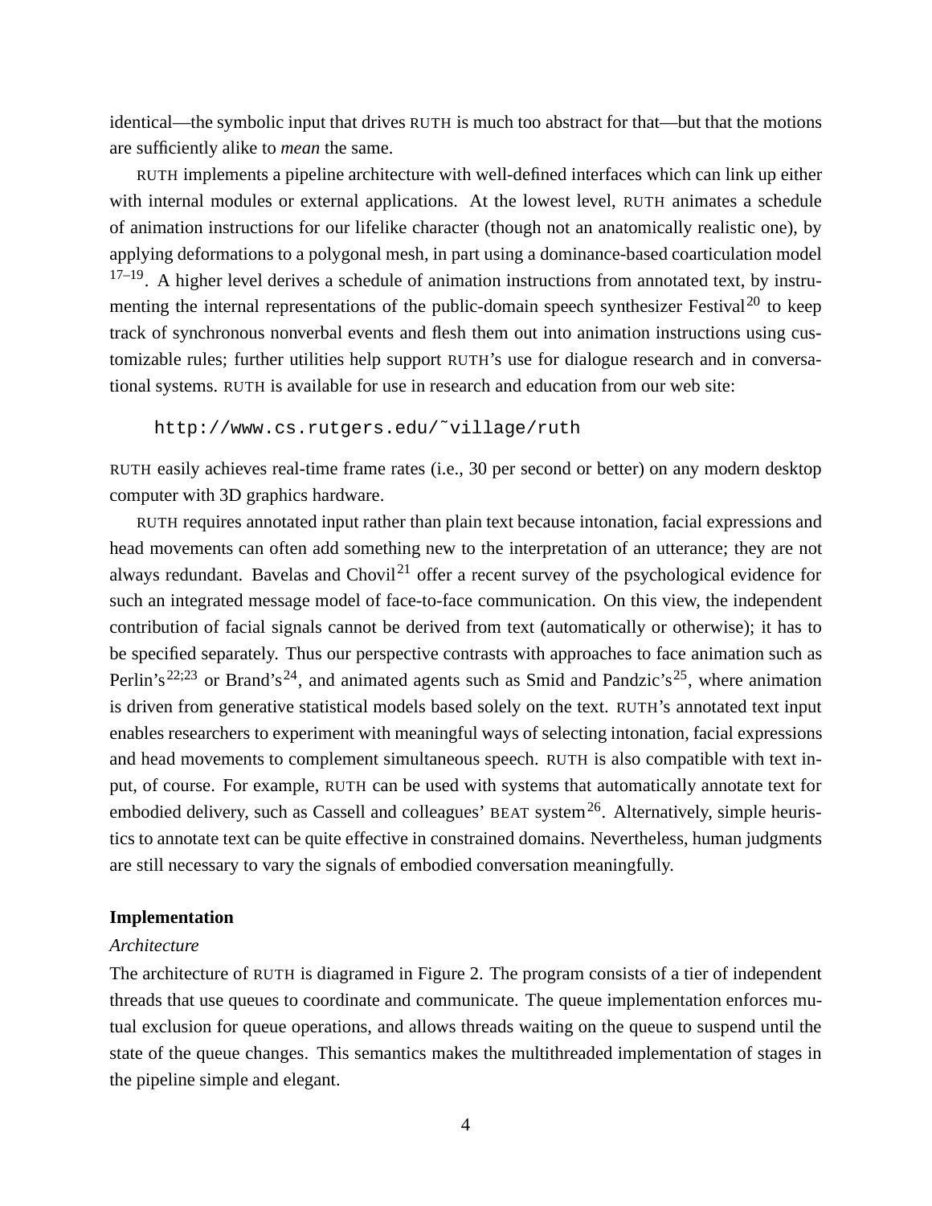identical—the symbolic input that drives RUTH is much too abstract for that—but that the motions are sufficiently alike to *mean* the same.

RUTH implements a pipeline architecture with well-defined interfaces which can link up either with internal modules or external applications. At the lowest level, RUTH animates a schedule of animation instructions for our lifelike character (though not an anatomically realistic one), by applying deformations to a polygonal mesh, in part using a dominance-based coarticulation model [17–19]. A higher level derives a schedule of animation instructions from annotated text, by instrumenting the internal representations of the public-domain speech synthesizer Festival[20] to keep track of synchronous nonverbal events and flesh them out into animation instructions using customizable rules; further utilities help support RUTH's use for dialogue research and in conversational systems. RUTH is available for use in research and education from our web site:

```
http://www.cs.rutgers.edu/~village/ruth
```

RUTH easily achieves real-time frame rates (i.e., 30 per second or better) on any modern desktop computer with 3D graphics hardware.

RUTH requires annotated input rather than plain text because intonation, facial expressions and head movements can often add something new to the interpretation of an utterance; they are not always redundant. Bavelas and Chovil[21] offer a recent survey of the psychological evidence for such an integrated message model of face-to-face communication. On this view, the independent contribution of facial signals cannot be derived from text (automatically or otherwise); it has to be specified separately. Thus our perspective contrasts with approaches to face animation such as Perlin's[22;23] or Brand's[24], and animated agents such as Smid and Pandzic's[25], where animation is driven from generative statistical models based solely on the text. RUTH's annotated text input enables researchers to experiment with meaningful ways of selecting intonation, facial expressions and head movements to complement simultaneous speech. RUTH is also compatible with text input, of course. For example, RUTH can be used with systems that automatically annotate text for embodied delivery, such as Cassell and colleagues' BEAT system[26]. Alternatively, simple heuristics to annotate text can be quite effective in constrained domains. Nevertheless, human judgments are still necessary to vary the signals of embodied conversation meaningfully.

## Implementation

### *Architecture*

The architecture of RUTH is diagramed in Figure 2. The program consists of a tier of independent threads that use queues to coordinate and communicate. The queue implementation enforces mutual exclusion for queue operations, and allows threads waiting on the queue to suspend until the state of the queue changes. This semantics makes the multithreaded implementation of stages in the pipeline simple and elegant.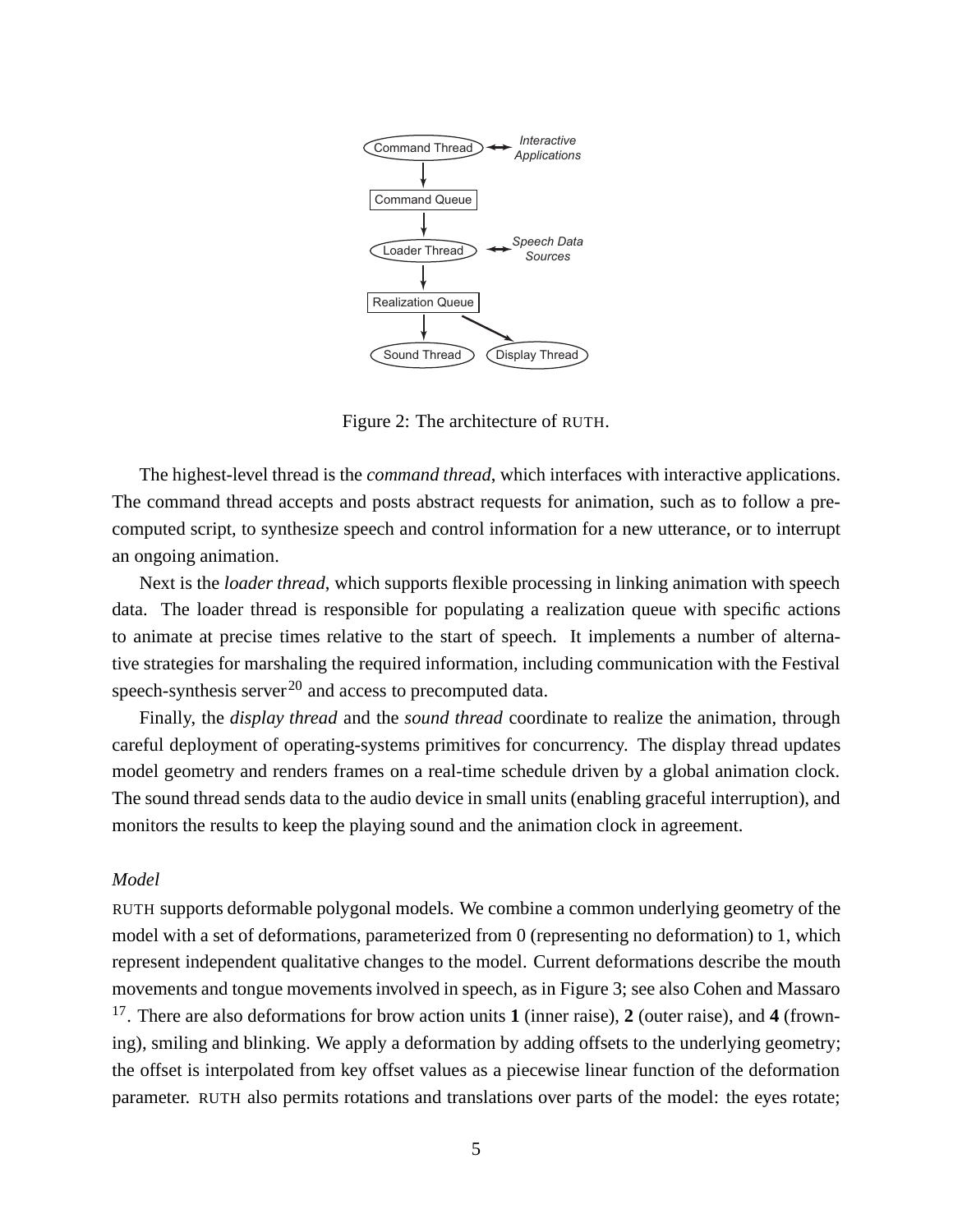Figure 2: The architecture of RUTH.

The highest-level thread is the *command thread*, which interfaces with interactive applications. The command thread accepts and posts abstract requests for animation, such as to follow a precomputed script, to synthesize speech and control information for a new utterance, or to interrupt an ongoing animation.

Next is the *loader thread*, which supports flexible processing in linking animation with speech data. The loader thread is responsible for populating a realization queue with specific actions to animate at precise times relative to the start of speech. It implements a number of alternative strategies for marshaling the required information, including communication with the Festival speech-synthesis server[20] and access to precomputed data.

Finally, the *display thread* and the *sound thread* coordinate to realize the animation, through careful deployment of operating-systems primitives for concurrency. The display thread updates model geometry and renders frames on a real-time schedule driven by a global animation clock. The sound thread sends data to the audio device in small units (enabling graceful interruption), and monitors the results to keep the playing sound and the animation clock in agreement.

*Model*

RUTH supports deformable polygonal models. We combine a common underlying geometry of the model with a set of deformations, parameterized from 0 (representing no deformation) to 1, which represent independent qualitative changes to the model. Current deformations describe the mouth movements and tongue movements involved in speech, as in Figure 3; see also Cohen and Massaro [17]. There are also deformations for brow action units **1** (inner raise), **2** (outer raise), and **4** (frowning), smiling and blinking. We apply a deformation by adding offsets to the underlying geometry; the offset is interpolated from key offset values as a piecewise linear function of the deformation parameter. RUTH also permits rotations and translations over parts of the model: the eyes rotate;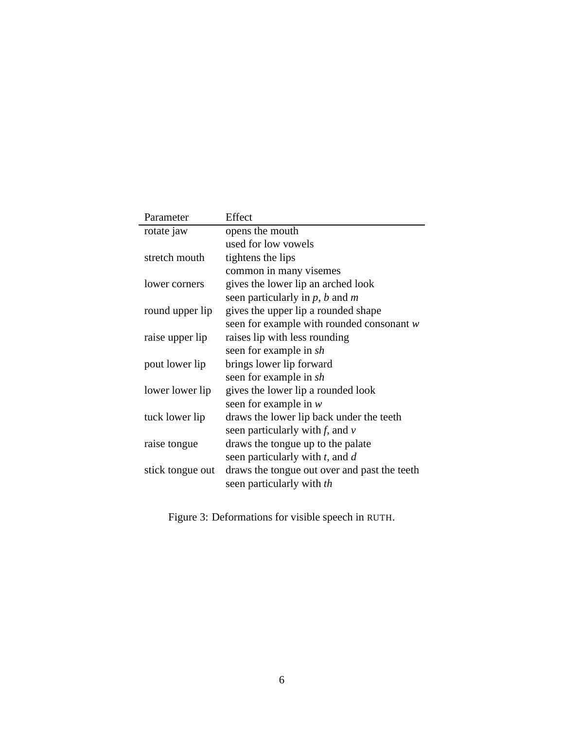| Parameter | Effect |
|---|---|
| rotate jaw | opens the mouth |
| | used for low vowels |
| stretch mouth | tightens the lips |
| | common in many visemes |
| lower corners | gives the lower lip an arched look |
| | seen particularly in *p*, *b* and *m* |
| round upper lip | gives the upper lip a rounded shape |
| | seen for example with rounded consonant *w* |
| raise upper lip | raises lip with less rounding |
| | seen for example in *sh* |
| pout lower lip | brings lower lip forward |
| | seen for example in *sh* |
| lower lower lip | gives the lower lip a rounded look |
| | seen for example in *w* |
| tuck lower lip | draws the lower lip back under the teeth |
| | seen particularly with *f*, and *v* |
| raise tongue | draws the tongue up to the palate |
| | seen particularly with *t*, and *d* |
| stick tongue out | draws the tongue out over and past the teeth |
| | seen particularly with *th* |

Figure 3: Deformations for visible speech in RUTH.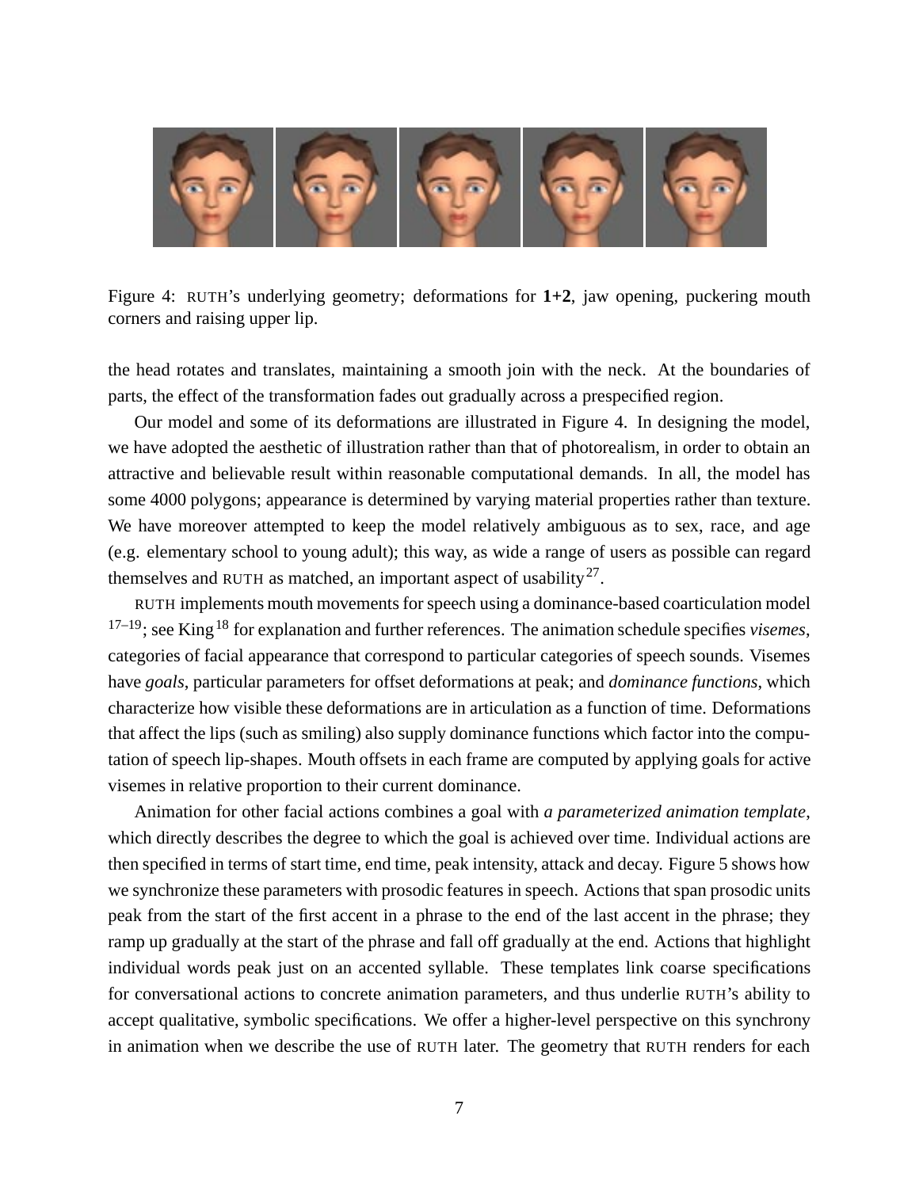Figure 4: RUTH's underlying geometry; deformations for **1+2**, jaw opening, puckering mouth corners and raising upper lip.

the head rotates and translates, maintaining a smooth join with the neck. At the boundaries of parts, the effect of the transformation fades out gradually across a prespecified region.

Our model and some of its deformations are illustrated in Figure 4. In designing the model, we have adopted the aesthetic of illustration rather than that of photorealism, in order to obtain an attractive and believable result within reasonable computational demands. In all, the model has some 4000 polygons; appearance is determined by varying material properties rather than texture. We have moreover attempted to keep the model relatively ambiguous as to sex, race, and age (e.g. elementary school to young adult); this way, as wide a range of users as possible can regard themselves and RUTH as matched, an important aspect of usability[27].

RUTH implements mouth movements for speech using a dominance-based coarticulation model [17–19]; see King[18] for explanation and further references. The animation schedule specifies *visemes*, categories of facial appearance that correspond to particular categories of speech sounds. Visemes have *goals*, particular parameters for offset deformations at peak; and *dominance functions*, which characterize how visible these deformations are in articulation as a function of time. Deformations that affect the lips (such as smiling) also supply dominance functions which factor into the computation of speech lip-shapes. Mouth offsets in each frame are computed by applying goals for active visemes in relative proportion to their current dominance.

Animation for other facial actions combines a goal with *a parameterized animation template*, which directly describes the degree to which the goal is achieved over time. Individual actions are then specified in terms of start time, end time, peak intensity, attack and decay. Figure 5 shows how we synchronize these parameters with prosodic features in speech. Actions that span prosodic units peak from the start of the first accent in a phrase to the end of the last accent in the phrase; they ramp up gradually at the start of the phrase and fall off gradually at the end. Actions that highlight individual words peak just on an accented syllable. These templates link coarse specifications for conversational actions to concrete animation parameters, and thus underlie RUTH's ability to accept qualitative, symbolic specifications. We offer a higher-level perspective on this synchrony in animation when we describe the use of RUTH later. The geometry that RUTH renders for each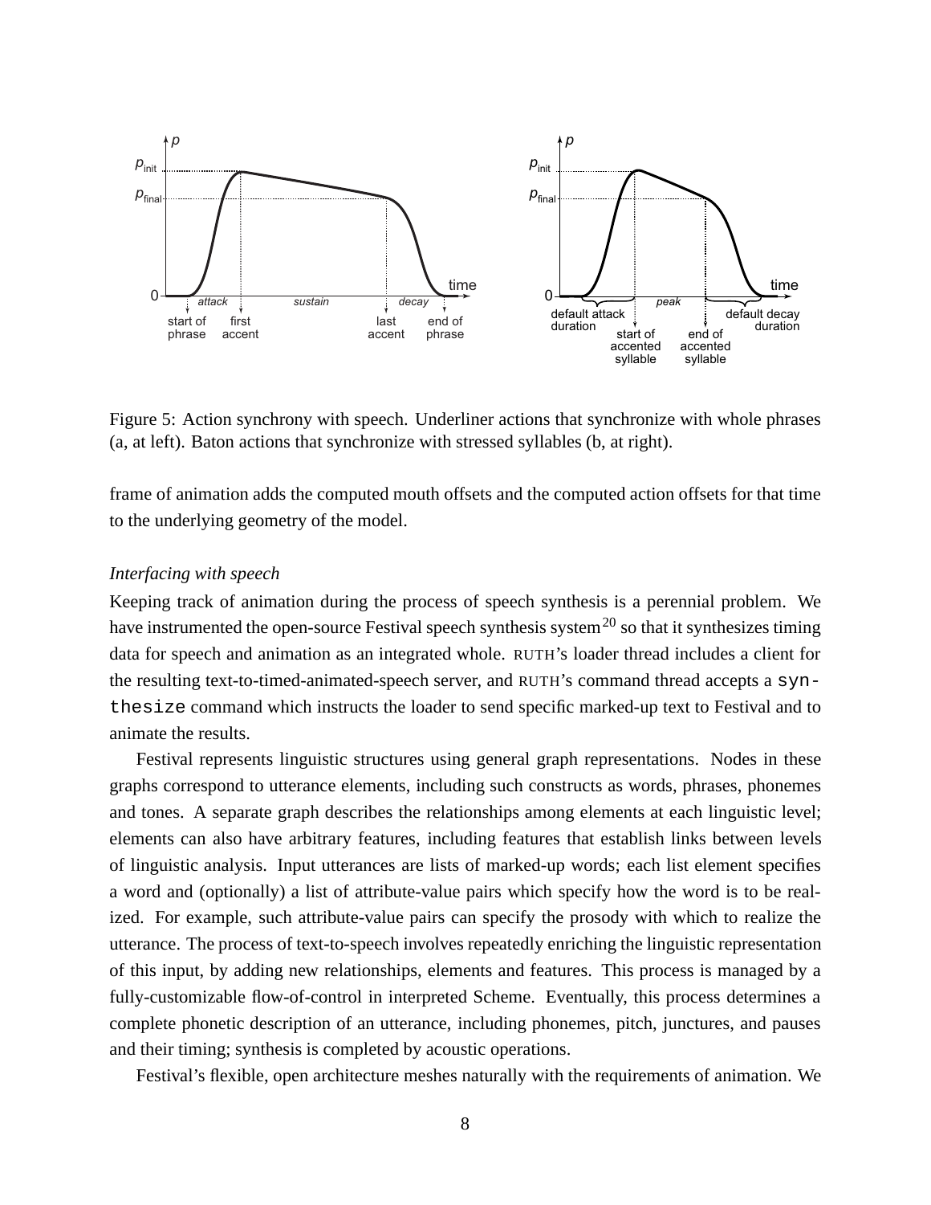Figure 5: Action synchrony with speech. Underliner actions that synchronize with whole phrases (a, at left). Baton actions that synchronize with stressed syllables (b, at right).

frame of animation adds the computed mouth offsets and the computed action offsets for that time to the underlying geometry of the model.

*Interfacing with speech*

Keeping track of animation during the process of speech synthesis is a perennial problem. We have instrumented the open-source Festival speech synthesis system[20] so that it synthesizes timing data for speech and animation as an integrated whole. RUTH's loader thread includes a client for the resulting text-to-timed-animated-speech server, and RUTH's command thread accepts a `synthesize` command which instructs the loader to send specific marked-up text to Festival and to animate the results.

Festival represents linguistic structures using general graph representations. Nodes in these graphs correspond to utterance elements, including such constructs as words, phrases, phonemes and tones. A separate graph describes the relationships among elements at each linguistic level; elements can also have arbitrary features, including features that establish links between levels of linguistic analysis. Input utterances are lists of marked-up words; each list element specifies a word and (optionally) a list of attribute-value pairs which specify how the word is to be realized. For example, such attribute-value pairs can specify the prosody with which to realize the utterance. The process of text-to-speech involves repeatedly enriching the linguistic representation of this input, by adding new relationships, elements and features. This process is managed by a fully-customizable flow-of-control in interpreted Scheme. Eventually, this process determines a complete phonetic description of an utterance, including phonemes, pitch, junctures, and pauses and their timing; synthesis is completed by acoustic operations.

Festival's flexible, open architecture meshes naturally with the requirements of animation. We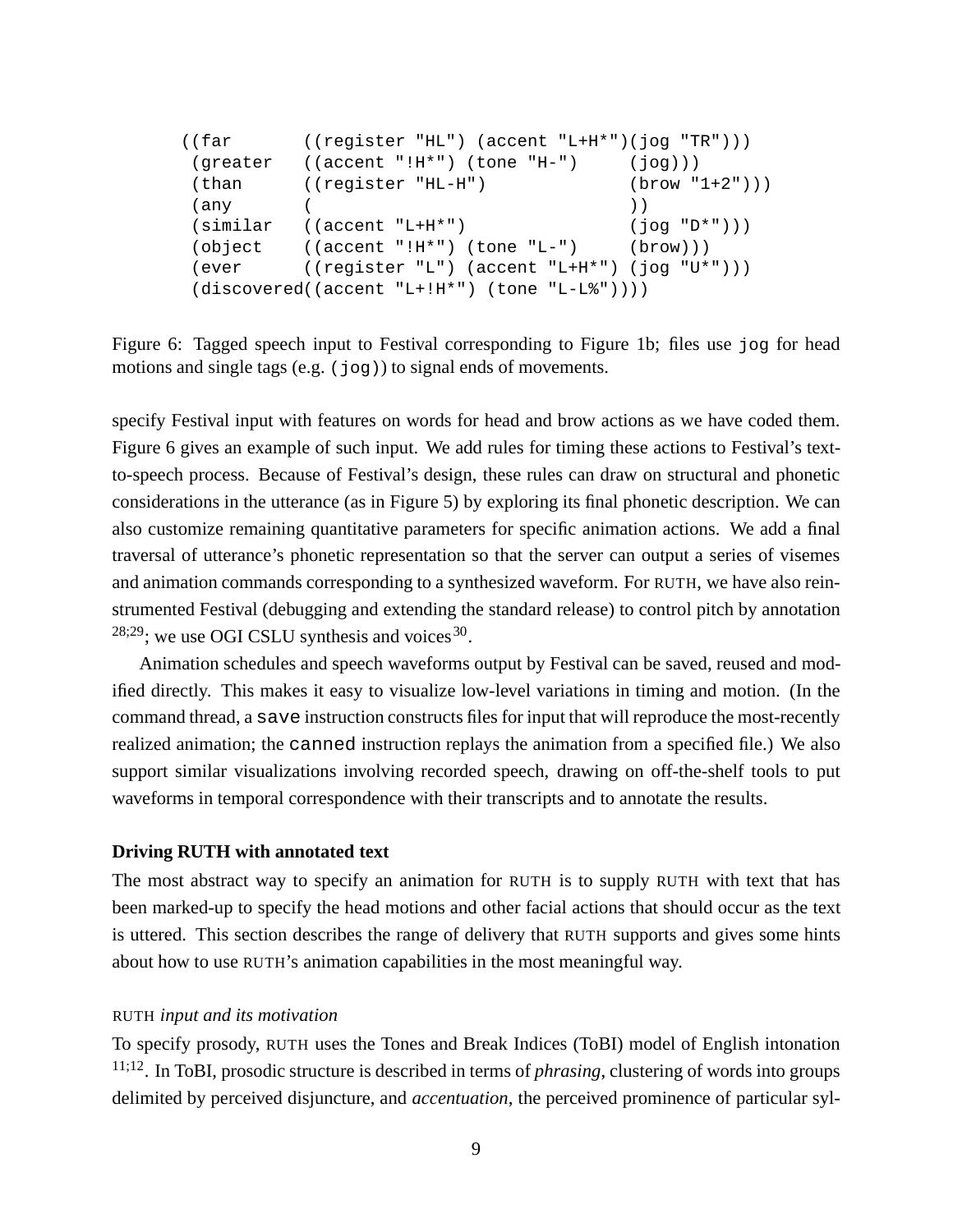```
((far       ((register "HL") (accent "L+H*")(jog "TR")))
 (greater   ((accent "!H*") (tone "H-")     (jog)))
 (than      ((register "HL-H")              (brow "1+2")))
 (any       (                               ))
 (similar   ((accent "L+H*")                (jog "D*")))
 (object    ((accent "!H*") (tone "L-")     (brow)))
 (ever      ((register "L") (accent "L+H*") (jog "U*")))
 (discovered((accent "L+!H*") (tone "L-L%"))))
```

Figure 6: Tagged speech input to Festival corresponding to Figure 1b; files use `jog` for head motions and single tags (e.g. `(jog)`) to signal ends of movements.

specify Festival input with features on words for head and brow actions as we have coded them. Figure 6 gives an example of such input. We add rules for timing these actions to Festival's text-to-speech process. Because of Festival's design, these rules can draw on structural and phonetic considerations in the utterance (as in Figure 5) by exploring its final phonetic description. We can also customize remaining quantitative parameters for specific animation actions. We add a final traversal of utterance's phonetic representation so that the server can output a series of visemes and animation commands corresponding to a synthesized waveform. For RUTH, we have also reinstrumented Festival (debugging and extending the standard release) to control pitch by annotation [28;29]; we use OGI CSLU synthesis and voices[30].

Animation schedules and speech waveforms output by Festival can be saved, reused and modified directly. This makes it easy to visualize low-level variations in timing and motion. (In the command thread, a `save` instruction constructs files for input that will reproduce the most-recently realized animation; the `canned` instruction replays the animation from a specified file.) We also support similar visualizations involving recorded speech, drawing on off-the-shelf tools to put waveforms in temporal correspondence with their transcripts and to annotate the results.

**Driving RUTH with annotated text**

The most abstract way to specify an animation for RUTH is to supply RUTH with text that has been marked-up to specify the head motions and other facial actions that should occur as the text is uttered. This section describes the range of delivery that RUTH supports and gives some hints about how to use RUTH's animation capabilities in the most meaningful way.

RUTH *input and its motivation*

To specify prosody, RUTH uses the Tones and Break Indices (ToBI) model of English intonation [11;12]. In ToBI, prosodic structure is described in terms of *phrasing*, clustering of words into groups delimited by perceived disjuncture, and *accentuation*, the perceived prominence of particular syl-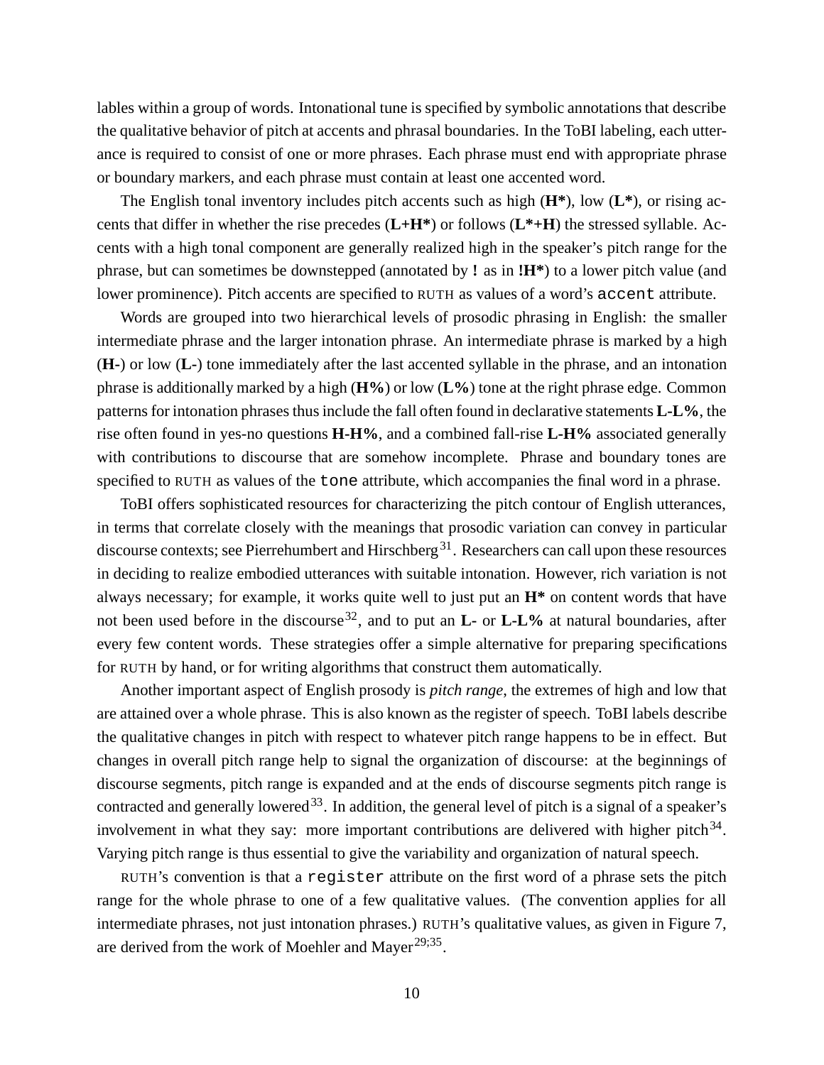lables within a group of words. Intonational tune is specified by symbolic annotations that describe the qualitative behavior of pitch at accents and phrasal boundaries. In the ToBI labeling, each utterance is required to consist of one or more phrases. Each phrase must end with appropriate phrase or boundary markers, and each phrase must contain at least one accented word.

The English tonal inventory includes pitch accents such as high (**H***), low (**L***), or rising accents that differ in whether the rise precedes (**L+H***) or follows (**L*+H**) the stressed syllable. Accents with a high tonal component are generally realized high in the speaker's pitch range for the phrase, but can sometimes be downstepped (annotated by **!** as in **!H***) to a lower pitch value (and lower prominence). Pitch accents are specified to RUTH as values of a word's `accent` attribute.

Words are grouped into two hierarchical levels of prosodic phrasing in English: the smaller intermediate phrase and the larger intonation phrase. An intermediate phrase is marked by a high (**H-**) or low (**L-**) tone immediately after the last accented syllable in the phrase, and an intonation phrase is additionally marked by a high (**H%**) or low (**L%**) tone at the right phrase edge. Common patterns for intonation phrases thus include the fall often found in declarative statements **L-L%**, the rise often found in yes-no questions **H-H%**, and a combined fall-rise **L-H%** associated generally with contributions to discourse that are somehow incomplete. Phrase and boundary tones are specified to RUTH as values of the `tone` attribute, which accompanies the final word in a phrase.

ToBI offers sophisticated resources for characterizing the pitch contour of English utterances, in terms that correlate closely with the meanings that prosodic variation can convey in particular discourse contexts; see Pierrehumbert and Hirschberg[31]. Researchers can call upon these resources in deciding to realize embodied utterances with suitable intonation. However, rich variation is not always necessary; for example, it works quite well to just put an **H*** on content words that have not been used before in the discourse[32], and to put an **L-** or **L-L%** at natural boundaries, after every few content words. These strategies offer a simple alternative for preparing specifications for RUTH by hand, or for writing algorithms that construct them automatically.

Another important aspect of English prosody is *pitch range*, the extremes of high and low that are attained over a whole phrase. This is also known as the register of speech. ToBI labels describe the qualitative changes in pitch with respect to whatever pitch range happens to be in effect. But changes in overall pitch range help to signal the organization of discourse: at the beginnings of discourse segments, pitch range is expanded and at the ends of discourse segments pitch range is contracted and generally lowered[33]. In addition, the general level of pitch is a signal of a speaker's involvement in what they say: more important contributions are delivered with higher pitch[34]. Varying pitch range is thus essential to give the variability and organization of natural speech.

RUTH's convention is that a `register` attribute on the first word of a phrase sets the pitch range for the whole phrase to one of a few qualitative values. (The convention applies for all intermediate phrases, not just intonation phrases.) RUTH's qualitative values, as given in Figure 7, are derived from the work of Moehler and Mayer[29;35].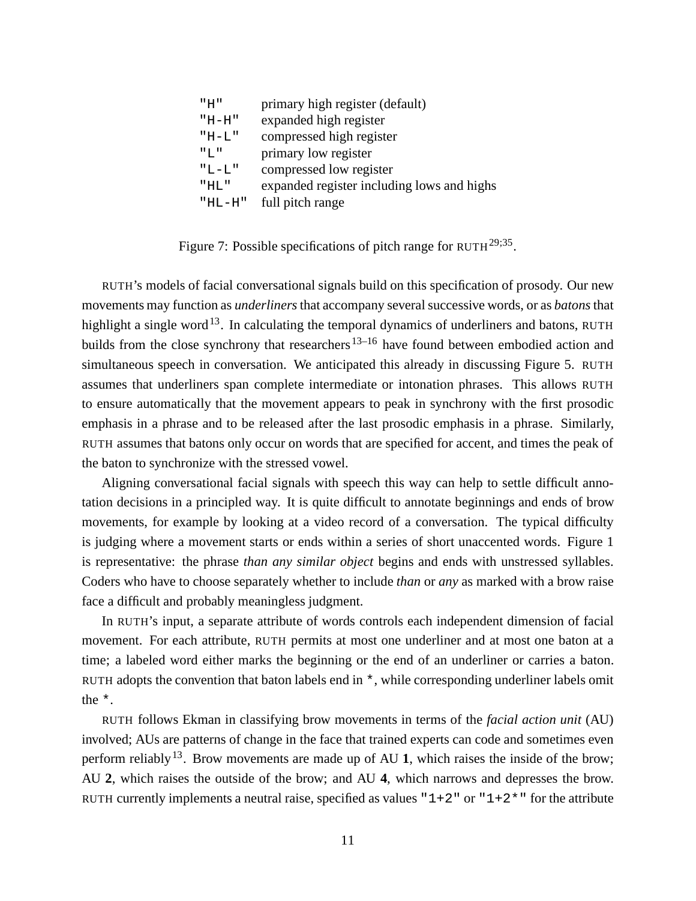| | |
|---|---|
| `"H"` | primary high register (default) |
| `"H-H"` | expanded high register |
| `"H-L"` | compressed high register |
| `"L"` | primary low register |
| `"L-L"` | compressed low register |
| `"HL"` | expanded register including lows and highs |
| `"HL-H"` | full pitch range |

Figure 7: Possible specifications of pitch range for RUTH[29;35].

RUTH's models of facial conversational signals build on this specification of prosody. Our new movements may function as *underliners* that accompany several successive words, or as *batons* that highlight a single word[13]. In calculating the temporal dynamics of underliners and batons, RUTH builds from the close synchrony that researchers[13–16] have found between embodied action and simultaneous speech in conversation. We anticipated this already in discussing Figure 5. RUTH assumes that underliners span complete intermediate or intonation phrases. This allows RUTH to ensure automatically that the movement appears to peak in synchrony with the first prosodic emphasis in a phrase and to be released after the last prosodic emphasis in a phrase. Similarly, RUTH assumes that batons only occur on words that are specified for accent, and times the peak of the baton to synchronize with the stressed vowel.

Aligning conversational facial signals with speech this way can help to settle difficult annotation decisions in a principled way. It is quite difficult to annotate beginnings and ends of brow movements, for example by looking at a video record of a conversation. The typical difficulty is judging where a movement starts or ends within a series of short unaccented words. Figure 1 is representative: the phrase *than any similar object* begins and ends with unstressed syllables. Coders who have to choose separately whether to include *than* or *any* as marked with a brow raise face a difficult and probably meaningless judgment.

In RUTH's input, a separate attribute of words controls each independent dimension of facial movement. For each attribute, RUTH permits at most one underliner and at most one baton at a time; a labeled word either marks the beginning or the end of an underliner or carries a baton. RUTH adopts the convention that baton labels end in `*`, while corresponding underliner labels omit the `*`.

RUTH follows Ekman in classifying brow movements in terms of the *facial action unit* (AU) involved; AUs are patterns of change in the face that trained experts can code and sometimes even perform reliably[13]. Brow movements are made up of AU **1**, which raises the inside of the brow; AU **2**, which raises the outside of the brow; and AU **4**, which narrows and depresses the brow. RUTH currently implements a neutral raise, specified as values `"1+2"` or `"1+2*"` for the attribute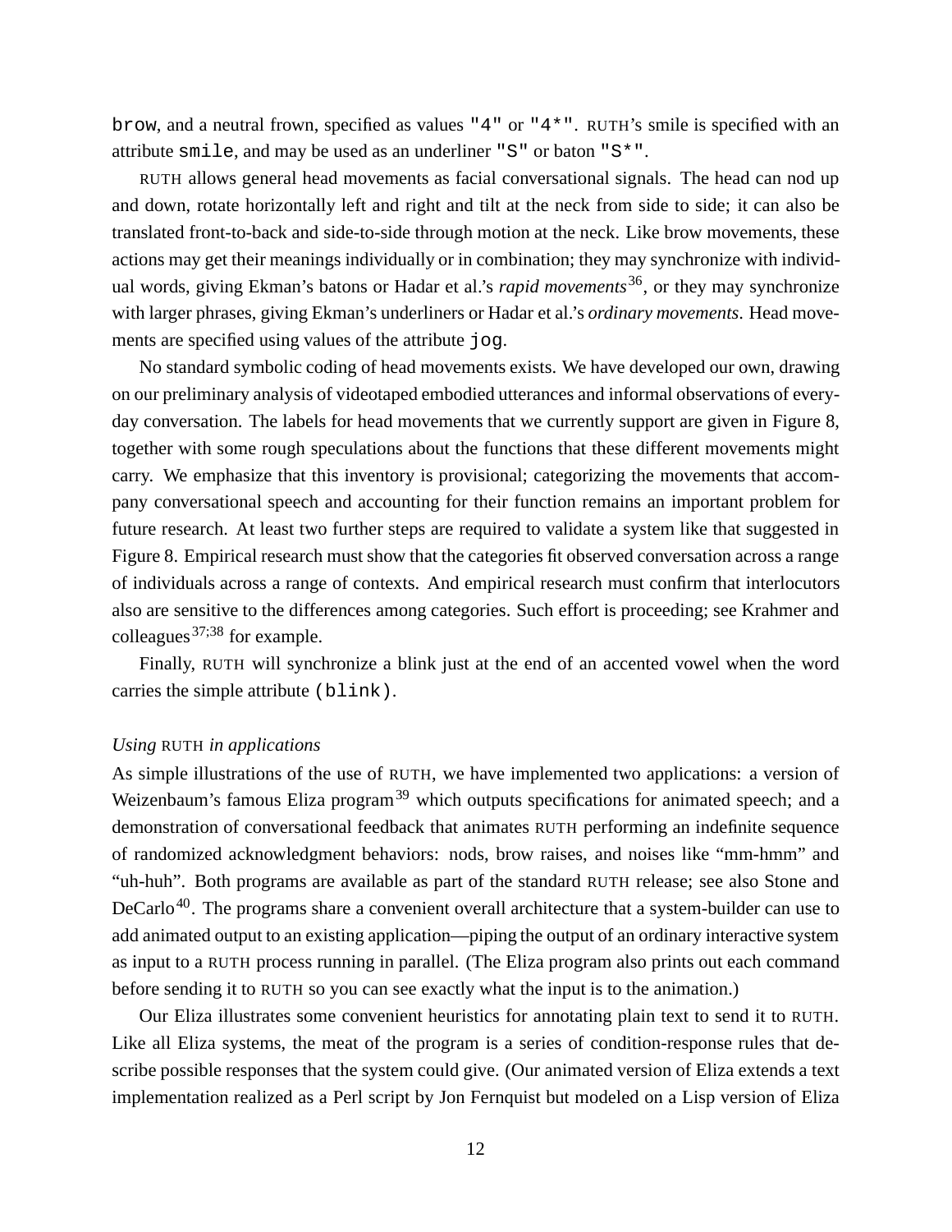`brow`, and a neutral frown, specified as values `"4"` or `"4*"`. RUTH's smile is specified with an attribute `smile`, and may be used as an underliner `"S"` or baton `"S*"`.

RUTH allows general head movements as facial conversational signals. The head can nod up and down, rotate horizontally left and right and tilt at the neck from side to side; it can also be translated front-to-back and side-to-side through motion at the neck. Like brow movements, these actions may get their meanings individually or in combination; they may synchronize with individual words, giving Ekman's batons or Hadar et al.'s *rapid movements*[36], or they may synchronize with larger phrases, giving Ekman's underliners or Hadar et al.'s *ordinary movements*. Head movements are specified using values of the attribute `jog`.

No standard symbolic coding of head movements exists. We have developed our own, drawing on our preliminary analysis of videotaped embodied utterances and informal observations of everyday conversation. The labels for head movements that we currently support are given in Figure 8, together with some rough speculations about the functions that these different movements might carry. We emphasize that this inventory is provisional; categorizing the movements that accompany conversational speech and accounting for their function remains an important problem for future research. At least two further steps are required to validate a system like that suggested in Figure 8. Empirical research must show that the categories fit observed conversation across a range of individuals across a range of contexts. And empirical research must confirm that interlocutors also are sensitive to the differences among categories. Such effort is proceeding; see Krahmer and colleagues[37;38] for example.

Finally, RUTH will synchronize a blink just at the end of an accented vowel when the word carries the simple attribute `(blink)`.

*Using* RUTH *in applications*

As simple illustrations of the use of RUTH, we have implemented two applications: a version of Weizenbaum's famous Eliza program[39] which outputs specifications for animated speech; and a demonstration of conversational feedback that animates RUTH performing an indefinite sequence of randomized acknowledgment behaviors: nods, brow raises, and noises like "mm-hmm" and "uh-huh". Both programs are available as part of the standard RUTH release; see also Stone and DeCarlo[40]. The programs share a convenient overall architecture that a system-builder can use to add animated output to an existing application—piping the output of an ordinary interactive system as input to a RUTH process running in parallel. (The Eliza program also prints out each command before sending it to RUTH so you can see exactly what the input is to the animation.)

Our Eliza illustrates some convenient heuristics for annotating plain text to send it to RUTH. Like all Eliza systems, the meat of the program is a series of condition-response rules that describe possible responses that the system could give. (Our animated version of Eliza extends a text implementation realized as a Perl script by Jon Fernquist but modeled on a Lisp version of Eliza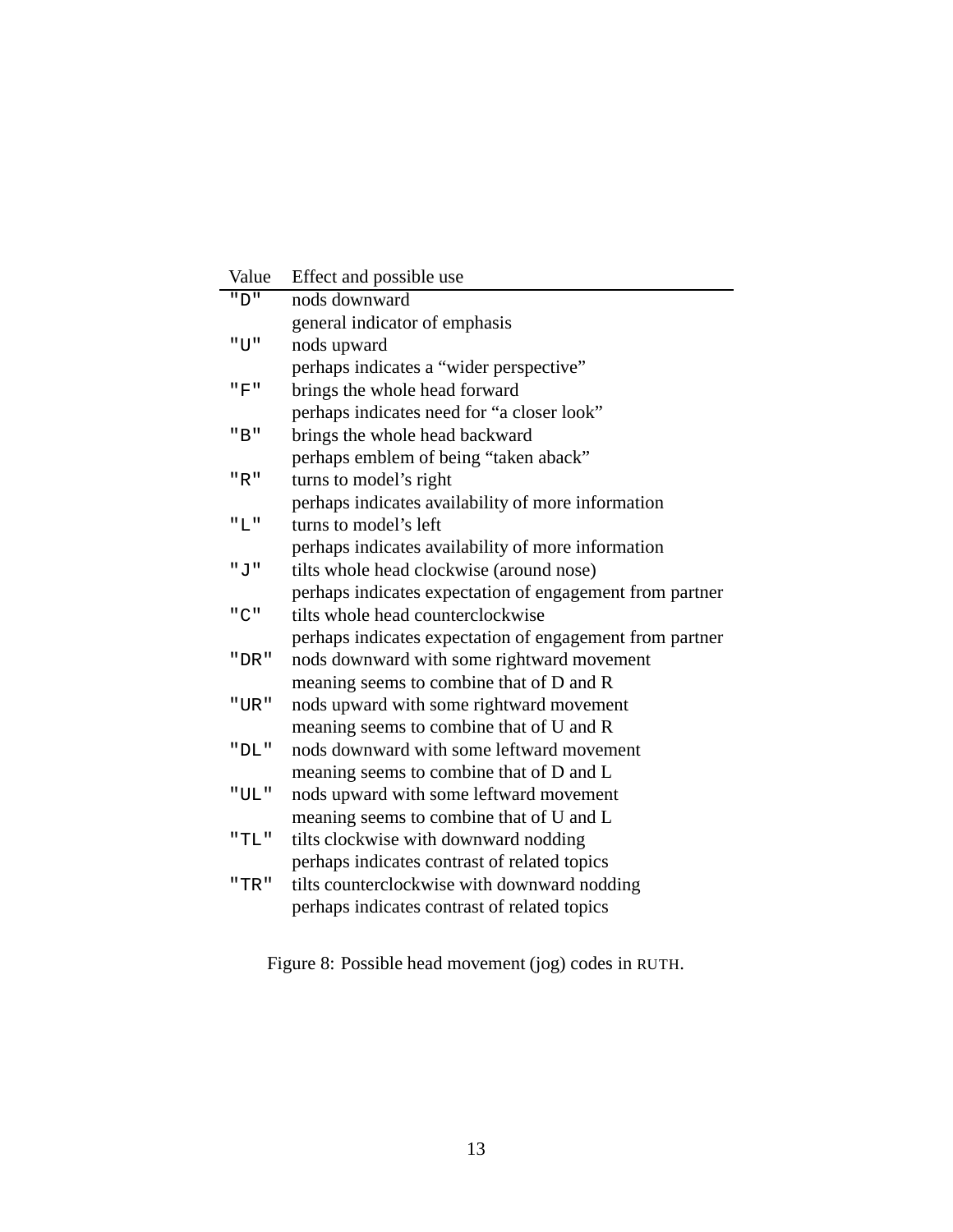| Value | Effect and possible use |
|---|---|
| `"D"` | nods downward<br>general indicator of emphasis |
| `"U"` | nods upward<br>perhaps indicates a "wider perspective" |
| `"F"` | brings the whole head forward<br>perhaps indicates need for "a closer look" |
| `"B"` | brings the whole head backward<br>perhaps emblem of being "taken aback" |
| `"R"` | turns to model's right<br>perhaps indicates availability of more information |
| `"L"` | turns to model's left<br>perhaps indicates availability of more information |
| `"J"` | tilts whole head clockwise (around nose)<br>perhaps indicates expectation of engagement from partner |
| `"C"` | tilts whole head counterclockwise<br>perhaps indicates expectation of engagement from partner |
| `"DR"` | nods downward with some rightward movement<br>meaning seems to combine that of D and R |
| `"UR"` | nods upward with some rightward movement<br>meaning seems to combine that of U and R |
| `"DL"` | nods downward with some leftward movement<br>meaning seems to combine that of D and L |
| `"UL"` | nods upward with some leftward movement<br>meaning seems to combine that of U and L |
| `"TL"` | tilts clockwise with downward nodding<br>perhaps indicates contrast of related topics |
| `"TR"` | tilts counterclockwise with downward nodding<br>perhaps indicates contrast of related topics |

Figure 8: Possible head movement (jog) codes in RUTH.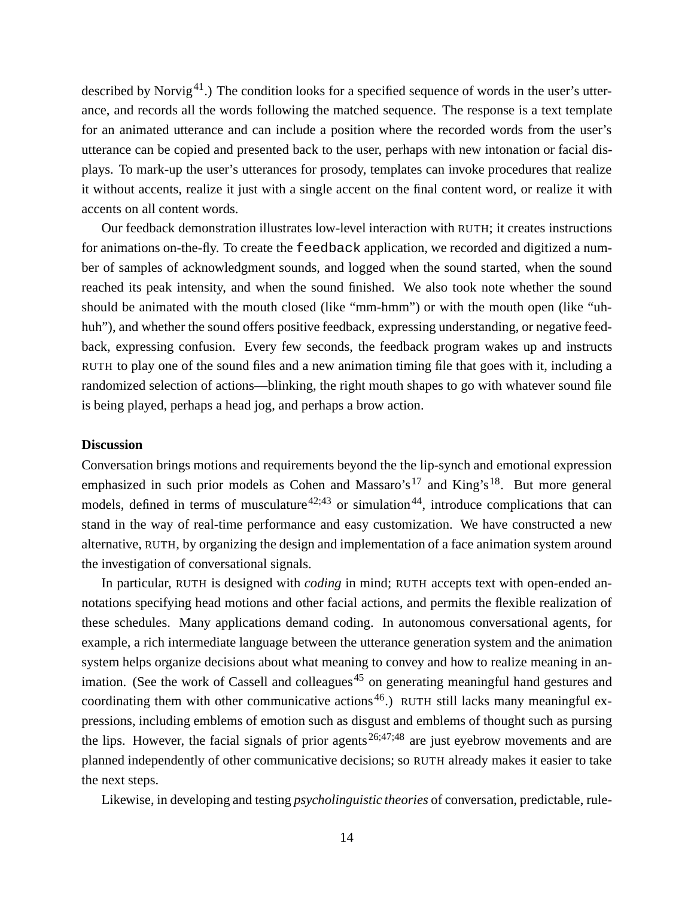described by Norvig[41].) The condition looks for a specified sequence of words in the user's utterance, and records all the words following the matched sequence. The response is a text template for an animated utterance and can include a position where the recorded words from the user's utterance can be copied and presented back to the user, perhaps with new intonation or facial displays. To mark-up the user's utterances for prosody, templates can invoke procedures that realize it without accents, realize it just with a single accent on the final content word, or realize it with accents on all content words.

Our feedback demonstration illustrates low-level interaction with RUTH; it creates instructions for animations on-the-fly. To create the `feedback` application, we recorded and digitized a number of samples of acknowledgment sounds, and logged when the sound started, when the sound reached its peak intensity, and when the sound finished. We also took note whether the sound should be animated with the mouth closed (like "mm-hmm") or with the mouth open (like "uh-huh"), and whether the sound offers positive feedback, expressing understanding, or negative feedback, expressing confusion. Every few seconds, the feedback program wakes up and instructs RUTH to play one of the sound files and a new animation timing file that goes with it, including a randomized selection of actions—blinking, the right mouth shapes to go with whatever sound file is being played, perhaps a head jog, and perhaps a brow action.

**Discussion**

Conversation brings motions and requirements beyond the the lip-synch and emotional expression emphasized in such prior models as Cohen and Massaro's[17] and King's[18]. But more general models, defined in terms of musculature[42;43] or simulation[44], introduce complications that can stand in the way of real-time performance and easy customization. We have constructed a new alternative, RUTH, by organizing the design and implementation of a face animation system around the investigation of conversational signals.

In particular, RUTH is designed with *coding* in mind; RUTH accepts text with open-ended annotations specifying head motions and other facial actions, and permits the flexible realization of these schedules. Many applications demand coding. In autonomous conversational agents, for example, a rich intermediate language between the utterance generation system and the animation system helps organize decisions about what meaning to convey and how to realize meaning in animation. (See the work of Cassell and colleagues[45] on generating meaningful hand gestures and coordinating them with other communicative actions[46].) RUTH still lacks many meaningful expressions, including emblems of emotion such as disgust and emblems of thought such as pursing the lips. However, the facial signals of prior agents[26;47;48] are just eyebrow movements and are planned independently of other communicative decisions; so RUTH already makes it easier to take the next steps.

Likewise, in developing and testing *psycholinguistic theories* of conversation, predictable, rule-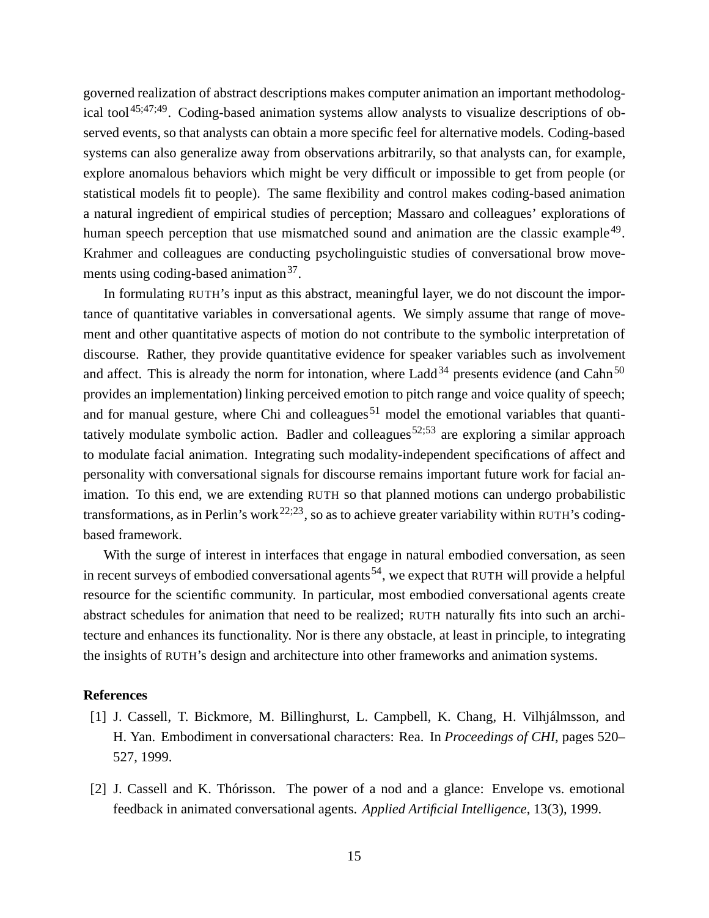governed realization of abstract descriptions makes computer animation an important methodological tool[45;47;49]. Coding-based animation systems allow analysts to visualize descriptions of observed events, so that analysts can obtain a more specific feel for alternative models. Coding-based systems can also generalize away from observations arbitrarily, so that analysts can, for example, explore anomalous behaviors which might be very difficult or impossible to get from people (or statistical models fit to people). The same flexibility and control makes coding-based animation a natural ingredient of empirical studies of perception; Massaro and colleagues' explorations of human speech perception that use mismatched sound and animation are the classic example[49]. Krahmer and colleagues are conducting psycholinguistic studies of conversational brow movements using coding-based animation[37].

In formulating RUTH's input as this abstract, meaningful layer, we do not discount the importance of quantitative variables in conversational agents. We simply assume that range of movement and other quantitative aspects of motion do not contribute to the symbolic interpretation of discourse. Rather, they provide quantitative evidence for speaker variables such as involvement and affect. This is already the norm for intonation, where Ladd[34] presents evidence (and Cahn[50] provides an implementation) linking perceived emotion to pitch range and voice quality of speech; and for manual gesture, where Chi and colleagues[51] model the emotional variables that quantitatively modulate symbolic action. Badler and colleagues[52;53] are exploring a similar approach to modulate facial animation. Integrating such modality-independent specifications of affect and personality with conversational signals for discourse remains important future work for facial animation. To this end, we are extending RUTH so that planned motions can undergo probabilistic transformations, as in Perlin's work[22;23], so as to achieve greater variability within RUTH's coding-based framework.

With the surge of interest in interfaces that engage in natural embodied conversation, as seen in recent surveys of embodied conversational agents[54], we expect that RUTH will provide a helpful resource for the scientific community. In particular, most embodied conversational agents create abstract schedules for animation that need to be realized; RUTH naturally fits into such an architecture and enhances its functionality. Nor is there any obstacle, at least in principle, to integrating the insights of RUTH's design and architecture into other frameworks and animation systems.

## References

[1] J. Cassell, T. Bickmore, M. Billinghurst, L. Campbell, K. Chang, H. Vilhjálmsson, and H. Yan. Embodiment in conversational characters: Rea. In *Proceedings of CHI*, pages 520–527, 1999.

[2] J. Cassell and K. Thórisson. The power of a nod and a glance: Envelope vs. emotional feedback in animated conversational agents. *Applied Artificial Intelligence*, 13(3), 1999.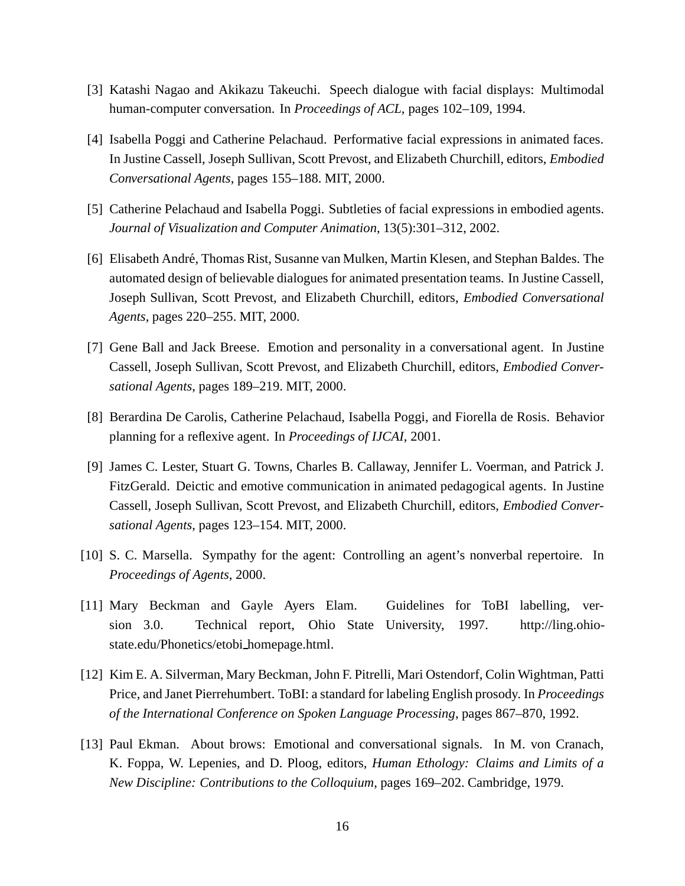[3] Katashi Nagao and Akikazu Takeuchi. Speech dialogue with facial displays: Multimodal human-computer conversation. In *Proceedings of ACL*, pages 102–109, 1994.

[4] Isabella Poggi and Catherine Pelachaud. Performative facial expressions in animated faces. In Justine Cassell, Joseph Sullivan, Scott Prevost, and Elizabeth Churchill, editors, *Embodied Conversational Agents*, pages 155–188. MIT, 2000.

[5] Catherine Pelachaud and Isabella Poggi. Subtleties of facial expressions in embodied agents. *Journal of Visualization and Computer Animation*, 13(5):301–312, 2002.

[6] Elisabeth André, Thomas Rist, Susanne van Mulken, Martin Klesen, and Stephan Baldes. The automated design of believable dialogues for animated presentation teams. In Justine Cassell, Joseph Sullivan, Scott Prevost, and Elizabeth Churchill, editors, *Embodied Conversational Agents*, pages 220–255. MIT, 2000.

[7] Gene Ball and Jack Breese. Emotion and personality in a conversational agent. In Justine Cassell, Joseph Sullivan, Scott Prevost, and Elizabeth Churchill, editors, *Embodied Conversational Agents*, pages 189–219. MIT, 2000.

[8] Berardina De Carolis, Catherine Pelachaud, Isabella Poggi, and Fiorella de Rosis. Behavior planning for a reflexive agent. In *Proceedings of IJCAI*, 2001.

[9] James C. Lester, Stuart G. Towns, Charles B. Callaway, Jennifer L. Voerman, and Patrick J. FitzGerald. Deictic and emotive communication in animated pedagogical agents. In Justine Cassell, Joseph Sullivan, Scott Prevost, and Elizabeth Churchill, editors, *Embodied Conversational Agents*, pages 123–154. MIT, 2000.

[10] S. C. Marsella. Sympathy for the agent: Controlling an agent's nonverbal repertoire. In *Proceedings of Agents*, 2000.

[11] Mary Beckman and Gayle Ayers Elam. Guidelines for ToBI labelling, version 3.0. Technical report, Ohio State University, 1997. http://ling.ohio-state.edu/Phonetics/etobi_homepage.html.

[12] Kim E. A. Silverman, Mary Beckman, John F. Pitrelli, Mari Ostendorf, Colin Wightman, Patti Price, and Janet Pierrehumbert. ToBI: a standard for labeling English prosody. In *Proceedings of the International Conference on Spoken Language Processing*, pages 867–870, 1992.

[13] Paul Ekman. About brows: Emotional and conversational signals. In M. von Cranach, K. Foppa, W. Lepenies, and D. Ploog, editors, *Human Ethology: Claims and Limits of a New Discipline: Contributions to the Colloquium*, pages 169–202. Cambridge, 1979.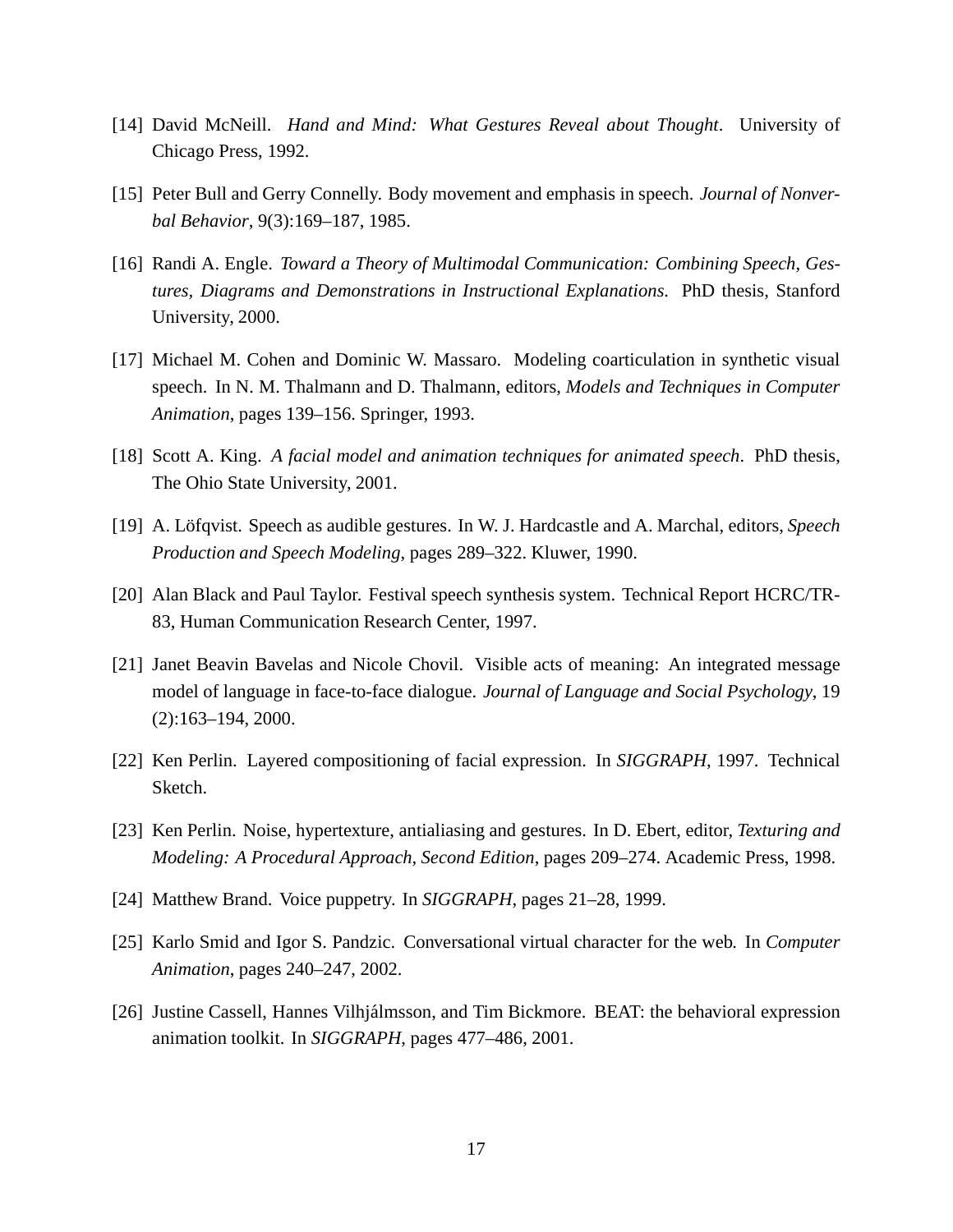[14] David McNeill. *Hand and Mind: What Gestures Reveal about Thought*. University of Chicago Press, 1992.

[15] Peter Bull and Gerry Connelly. Body movement and emphasis in speech. *Journal of Nonverbal Behavior*, 9(3):169–187, 1985.

[16] Randi A. Engle. *Toward a Theory of Multimodal Communication: Combining Speech, Gestures, Diagrams and Demonstrations in Instructional Explanations.* PhD thesis, Stanford University, 2000.

[17] Michael M. Cohen and Dominic W. Massaro. Modeling coarticulation in synthetic visual speech. In N. M. Thalmann and D. Thalmann, editors, *Models and Techniques in Computer Animation*, pages 139–156. Springer, 1993.

[18] Scott A. King. *A facial model and animation techniques for animated speech*. PhD thesis, The Ohio State University, 2001.

[19] A. Löfqvist. Speech as audible gestures. In W. J. Hardcastle and A. Marchal, editors, *Speech Production and Speech Modeling*, pages 289–322. Kluwer, 1990.

[20] Alan Black and Paul Taylor. Festival speech synthesis system. Technical Report HCRC/TR-83, Human Communication Research Center, 1997.

[21] Janet Beavin Bavelas and Nicole Chovil. Visible acts of meaning: An integrated message model of language in face-to-face dialogue. *Journal of Language and Social Psychology*, 19 (2):163–194, 2000.

[22] Ken Perlin. Layered compositioning of facial expression. In *SIGGRAPH*, 1997. Technical Sketch.

[23] Ken Perlin. Noise, hypertexture, antialiasing and gestures. In D. Ebert, editor, *Texturing and Modeling: A Procedural Approach, Second Edition*, pages 209–274. Academic Press, 1998.

[24] Matthew Brand. Voice puppetry. In *SIGGRAPH*, pages 21–28, 1999.

[25] Karlo Smid and Igor S. Pandzic. Conversational virtual character for the web. In *Computer Animation*, pages 240–247, 2002.

[26] Justine Cassell, Hannes Vilhjálmsson, and Tim Bickmore. BEAT: the behavioral expression animation toolkit. In *SIGGRAPH*, pages 477–486, 2001.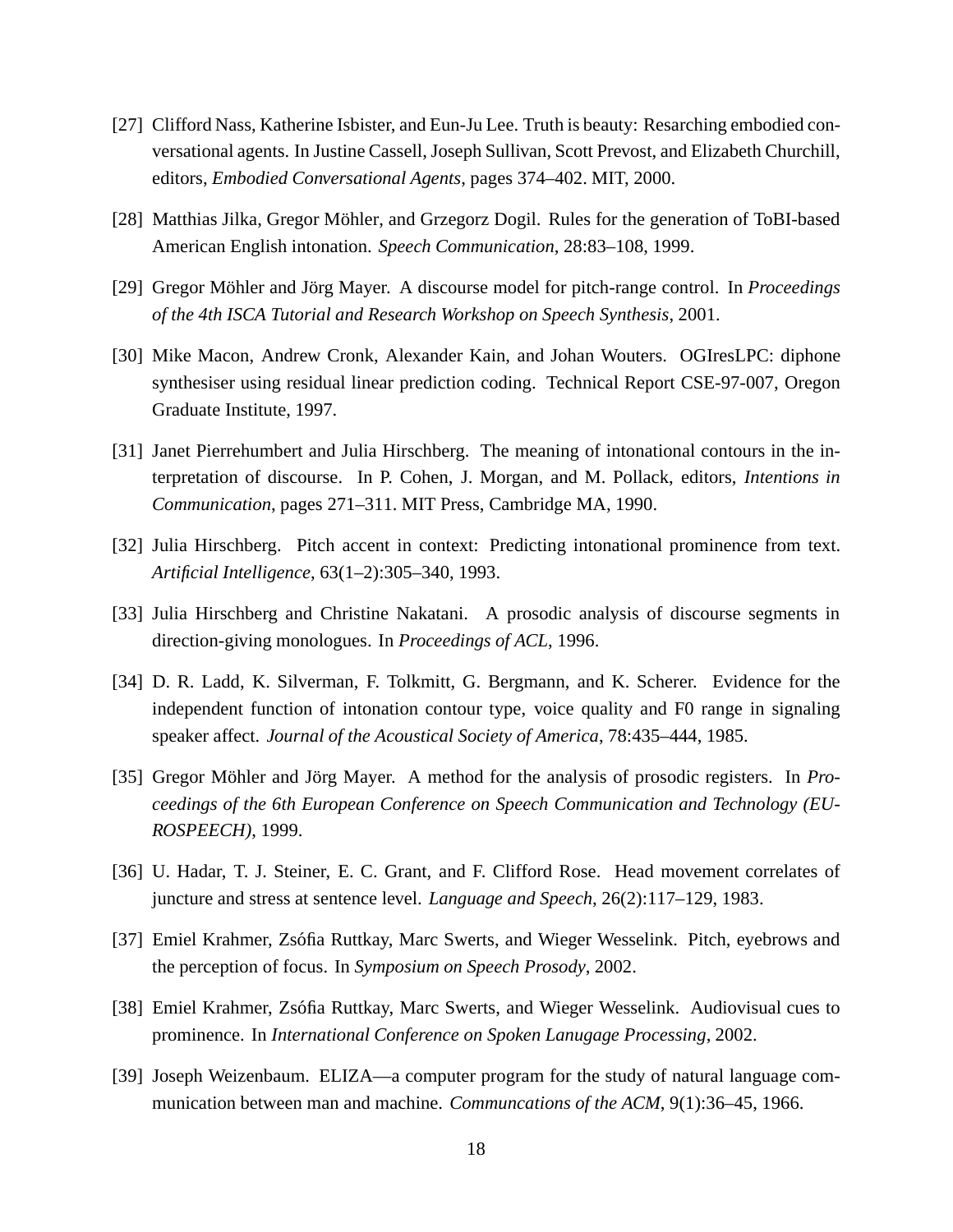[27] Clifford Nass, Katherine Isbister, and Eun-Ju Lee. Truth is beauty: Resarching embodied conversational agents. In Justine Cassell, Joseph Sullivan, Scott Prevost, and Elizabeth Churchill, editors, *Embodied Conversational Agents*, pages 374–402. MIT, 2000.

[28] Matthias Jilka, Gregor Möhler, and Grzegorz Dogil. Rules for the generation of ToBI-based American English intonation. *Speech Communication*, 28:83–108, 1999.

[29] Gregor Möhler and Jörg Mayer. A discourse model for pitch-range control. In *Proceedings of the 4th ISCA Tutorial and Research Workshop on Speech Synthesis*, 2001.

[30] Mike Macon, Andrew Cronk, Alexander Kain, and Johan Wouters. OGIresLPC: diphone synthesiser using residual linear prediction coding. Technical Report CSE-97-007, Oregon Graduate Institute, 1997.

[31] Janet Pierrehumbert and Julia Hirschberg. The meaning of intonational contours in the interpretation of discourse. In P. Cohen, J. Morgan, and M. Pollack, editors, *Intentions in Communication*, pages 271–311. MIT Press, Cambridge MA, 1990.

[32] Julia Hirschberg. Pitch accent in context: Predicting intonational prominence from text. *Artificial Intelligence*, 63(1–2):305–340, 1993.

[33] Julia Hirschberg and Christine Nakatani. A prosodic analysis of discourse segments in direction-giving monologues. In *Proceedings of ACL*, 1996.

[34] D. R. Ladd, K. Silverman, F. Tolkmitt, G. Bergmann, and K. Scherer. Evidence for the independent function of intonation contour type, voice quality and F0 range in signaling speaker affect. *Journal of the Acoustical Society of America*, 78:435–444, 1985.

[35] Gregor Möhler and Jörg Mayer. A method for the analysis of prosodic registers. In *Proceedings of the 6th European Conference on Speech Communication and Technology (EUROSPEECH)*, 1999.

[36] U. Hadar, T. J. Steiner, E. C. Grant, and F. Clifford Rose. Head movement correlates of juncture and stress at sentence level. *Language and Speech*, 26(2):117–129, 1983.

[37] Emiel Krahmer, Zsófia Ruttkay, Marc Swerts, and Wieger Wesselink. Pitch, eyebrows and the perception of focus. In *Symposium on Speech Prosody*, 2002.

[38] Emiel Krahmer, Zsófia Ruttkay, Marc Swerts, and Wieger Wesselink. Audiovisual cues to prominence. In *International Conference on Spoken Lanugage Processing*, 2002.

[39] Joseph Weizenbaum. ELIZA—a computer program for the study of natural language communication between man and machine. *Communcations of the ACM*, 9(1):36–45, 1966.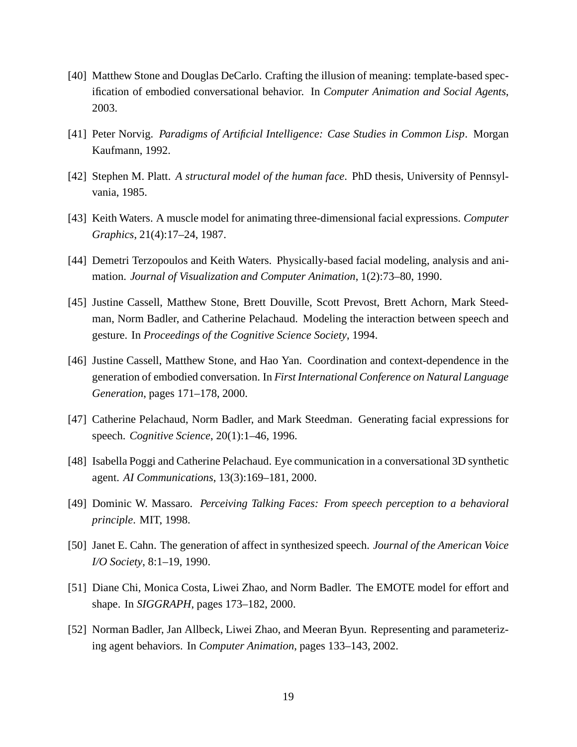[40] Matthew Stone and Douglas DeCarlo. Crafting the illusion of meaning: template-based specification of embodied conversational behavior. In *Computer Animation and Social Agents*, 2003.

[41] Peter Norvig. *Paradigms of Artificial Intelligence: Case Studies in Common Lisp*. Morgan Kaufmann, 1992.

[42] Stephen M. Platt. *A structural model of the human face*. PhD thesis, University of Pennsylvania, 1985.

[43] Keith Waters. A muscle model for animating three-dimensional facial expressions. *Computer Graphics*, 21(4):17–24, 1987.

[44] Demetri Terzopoulos and Keith Waters. Physically-based facial modeling, analysis and animation. *Journal of Visualization and Computer Animation*, 1(2):73–80, 1990.

[45] Justine Cassell, Matthew Stone, Brett Douville, Scott Prevost, Brett Achorn, Mark Steedman, Norm Badler, and Catherine Pelachaud. Modeling the interaction between speech and gesture. In *Proceedings of the Cognitive Science Society*, 1994.

[46] Justine Cassell, Matthew Stone, and Hao Yan. Coordination and context-dependence in the generation of embodied conversation. In *First International Conference on Natural Language Generation*, pages 171–178, 2000.

[47] Catherine Pelachaud, Norm Badler, and Mark Steedman. Generating facial expressions for speech. *Cognitive Science*, 20(1):1–46, 1996.

[48] Isabella Poggi and Catherine Pelachaud. Eye communication in a conversational 3D synthetic agent. *AI Communications*, 13(3):169–181, 2000.

[49] Dominic W. Massaro. *Perceiving Talking Faces: From speech perception to a behavioral principle*. MIT, 1998.

[50] Janet E. Cahn. The generation of affect in synthesized speech. *Journal of the American Voice I/O Society*, 8:1–19, 1990.

[51] Diane Chi, Monica Costa, Liwei Zhao, and Norm Badler. The EMOTE model for effort and shape. In *SIGGRAPH*, pages 173–182, 2000.

[52] Norman Badler, Jan Allbeck, Liwei Zhao, and Meeran Byun. Representing and parameterizing agent behaviors. In *Computer Animation*, pages 133–143, 2002.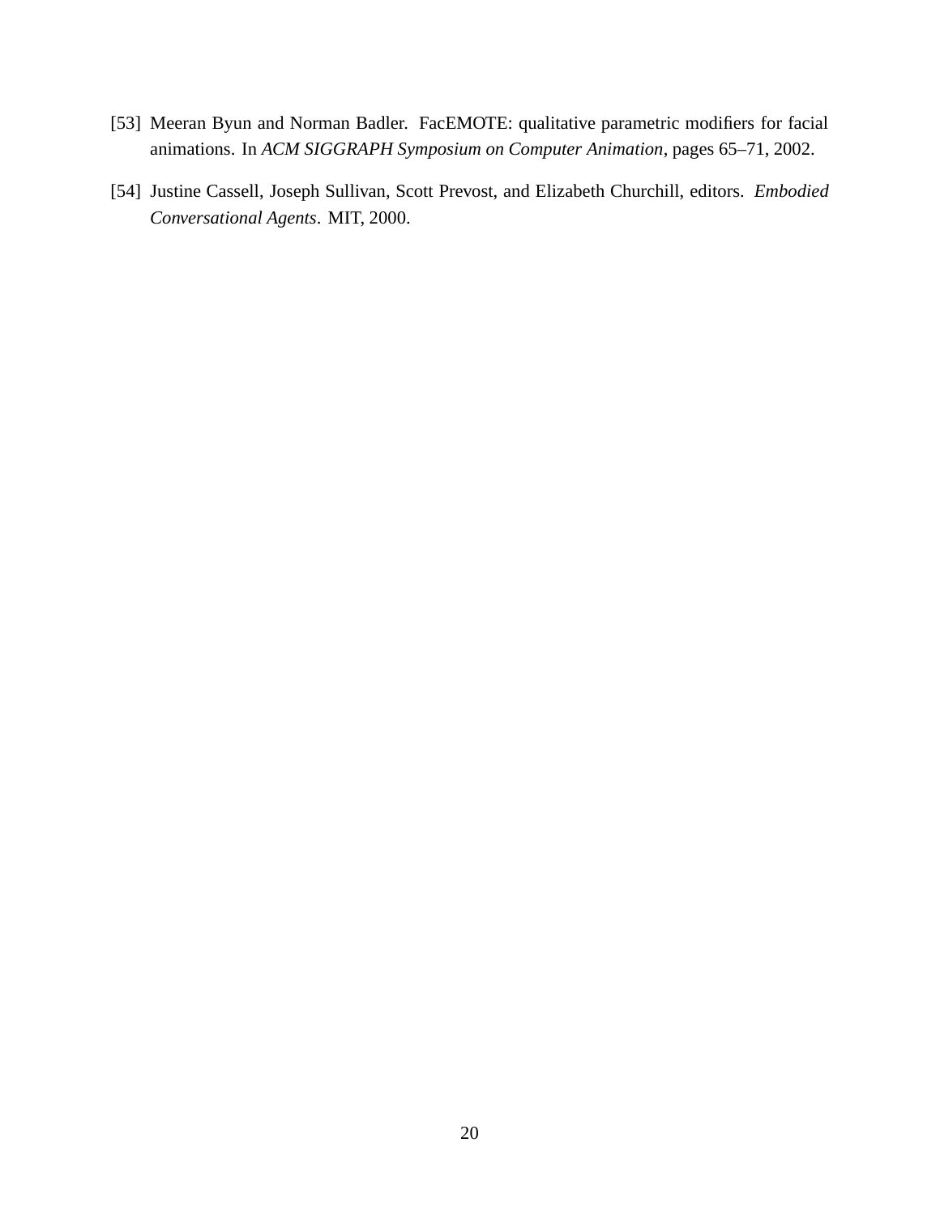[53] Meeran Byun and Norman Badler. FacEMOTE: qualitative parametric modifiers for facial animations. In *ACM SIGGRAPH Symposium on Computer Animation*, pages 65–71, 2002.

[54] Justine Cassell, Joseph Sullivan, Scott Prevost, and Elizabeth Churchill, editors. *Embodied Conversational Agents*. MIT, 2000.